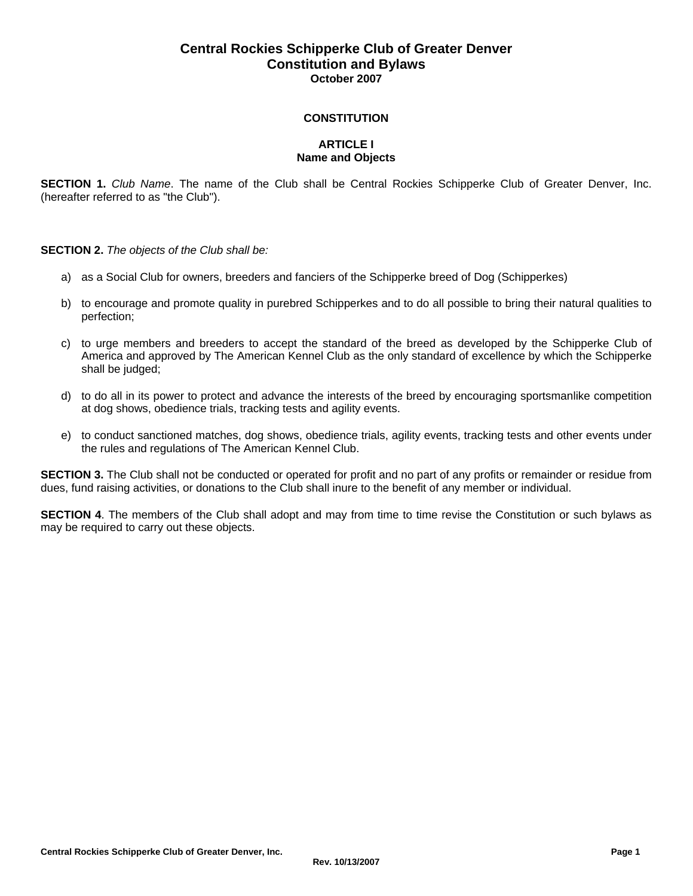# Central Rockies Schipperke Club of Greater Denver
# Constitution and Bylaws
**October 2007**

## CONSTITUTION

### ARTICLE I
### Name and Objects

**SECTION 1.** *Club Name*. The name of the Club shall be Central Rockies Schipperke Club of Greater Denver, Inc. (hereafter referred to as "the Club").

**SECTION 2.** *The objects of the Club shall be:*

a) as a Social Club for owners, breeders and fanciers of the Schipperke breed of Dog (Schipperkes)

b) to encourage and promote quality in purebred Schipperkes and to do all possible to bring their natural qualities to perfection;

c) to urge members and breeders to accept the standard of the breed as developed by the Schipperke Club of America and approved by The American Kennel Club as the only standard of excellence by which the Schipperke shall be judged;

d) to do all in its power to protect and advance the interests of the breed by encouraging sportsmanlike competition at dog shows, obedience trials, tracking tests and agility events.

e) to conduct sanctioned matches, dog shows, obedience trials, agility events, tracking tests and other events under the rules and regulations of The American Kennel Club.

**SECTION 3.** The Club shall not be conducted or operated for profit and no part of any profits or remainder or residue from dues, fund raising activities, or donations to the Club shall inure to the benefit of any member or individual.

**SECTION 4**. The members of the Club shall adopt and may from time to time revise the Constitution or such bylaws as may be required to carry out these objects.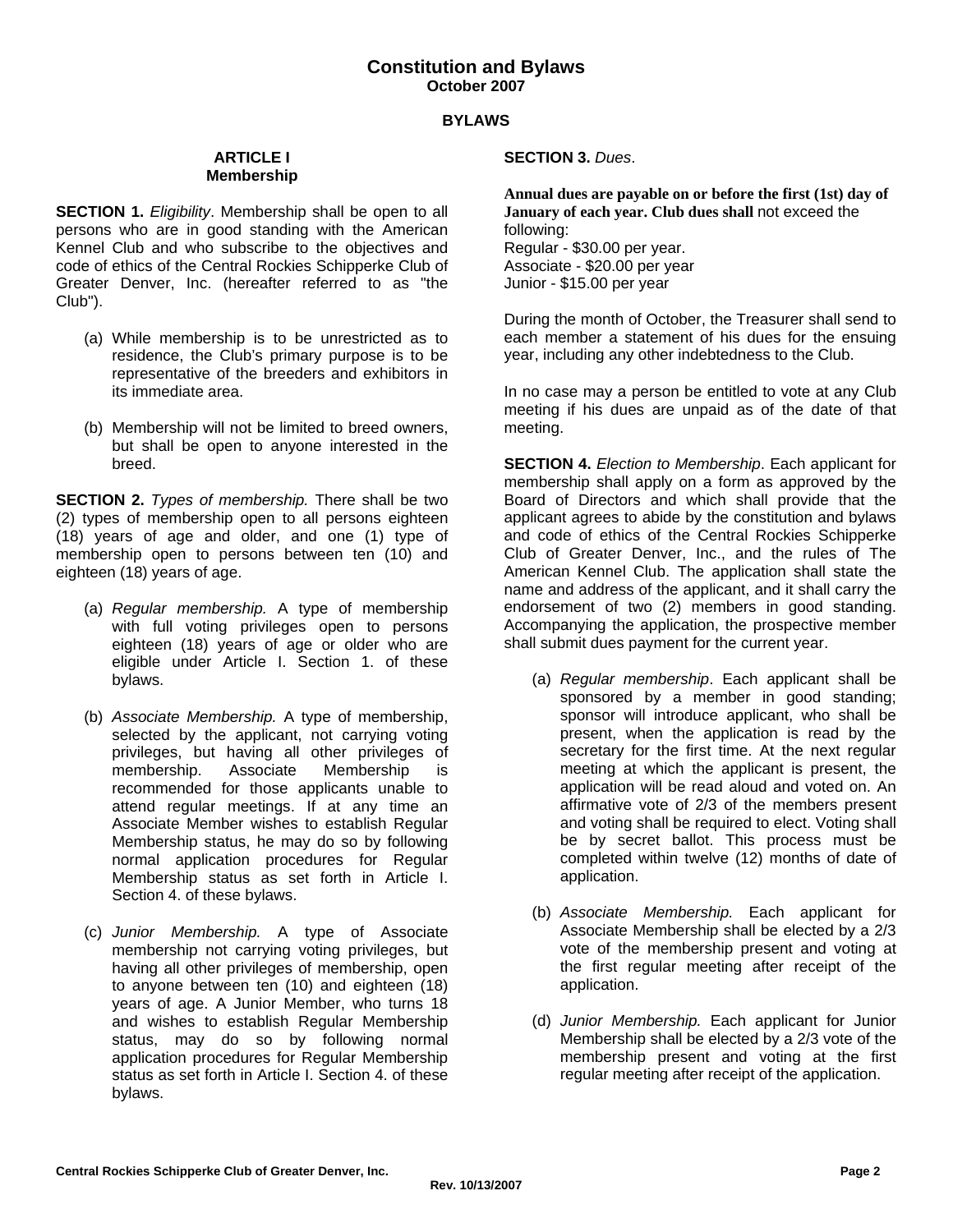# Constitution and Bylaws
**October 2007**

## BYLAWS

### ARTICLE I
### Membership

**SECTION 1.** *Eligibility*. Membership shall be open to all persons who are in good standing with the American Kennel Club and who subscribe to the objectives and code of ethics of the Central Rockies Schipperke Club of Greater Denver, Inc. (hereafter referred to as "the Club").

(a) While membership is to be unrestricted as to residence, the Club's primary purpose is to be representative of the breeders and exhibitors in its immediate area.

(b) Membership will not be limited to breed owners, but shall be open to anyone interested in the breed.

**SECTION 2.** *Types of membership.* There shall be two (2) types of membership open to all persons eighteen (18) years of age and older, and one (1) type of membership open to persons between ten (10) and eighteen (18) years of age.

(a) *Regular membership.* A type of membership with full voting privileges open to persons eighteen (18) years of age or older who are eligible under Article I. Section 1. of these bylaws.

(b) *Associate Membership.* A type of membership, selected by the applicant, not carrying voting privileges, but having all other privileges of membership. Associate Membership is recommended for those applicants unable to attend regular meetings. If at any time an Associate Member wishes to establish Regular Membership status, he may do so by following normal application procedures for Regular Membership status as set forth in Article I. Section 4. of these bylaws.

(c) *Junior Membership.* A type of Associate membership not carrying voting privileges, but having all other privileges of membership, open to anyone between ten (10) and eighteen (18) years of age. A Junior Member, who turns 18 and wishes to establish Regular Membership status, may do so by following normal application procedures for Regular Membership status as set forth in Article I. Section 4. of these bylaws.

**SECTION 3.** *Dues*.

**Annual dues are payable on or before the first (1st) day of January of each year. Club dues shall** not exceed the following:
Regular - $30.00 per year.
Associate - $20.00 per year
Junior - $15.00 per year

During the month of October, the Treasurer shall send to each member a statement of his dues for the ensuing year, including any other indebtedness to the Club.

In no case may a person be entitled to vote at any Club meeting if his dues are unpaid as of the date of that meeting.

**SECTION 4.** *Election to Membership*. Each applicant for membership shall apply on a form as approved by the Board of Directors and which shall provide that the applicant agrees to abide by the constitution and bylaws and code of ethics of the Central Rockies Schipperke Club of Greater Denver, Inc., and the rules of The American Kennel Club. The application shall state the name and address of the applicant, and it shall carry the endorsement of two (2) members in good standing. Accompanying the application, the prospective member shall submit dues payment for the current year.

(a) *Regular membership*. Each applicant shall be sponsored by a member in good standing; sponsor will introduce applicant, who shall be present, when the application is read by the secretary for the first time. At the next regular meeting at which the applicant is present, the application will be read aloud and voted on. An affirmative vote of 2/3 of the members present and voting shall be required to elect. Voting shall be by secret ballot. This process must be completed within twelve (12) months of date of application.

(b) *Associate Membership.* Each applicant for Associate Membership shall be elected by a 2/3 vote of the membership present and voting at the first regular meeting after receipt of the application.

(d) *Junior Membership.* Each applicant for Junior Membership shall be elected by a 2/3 vote of the membership present and voting at the first regular meeting after receipt of the application.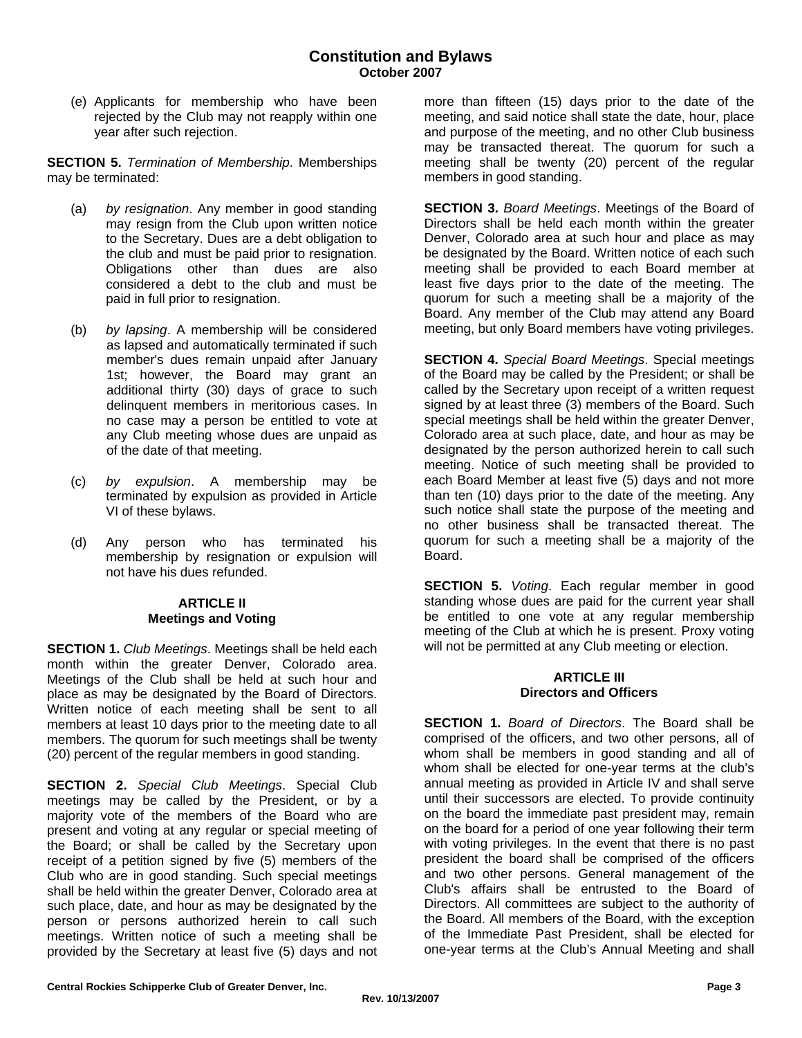(e) Applicants for membership who have been rejected by the Club may not reapply within one year after such rejection.

**SECTION 5.** *Termination of Membership*. Memberships may be terminated:

(a) *by resignation*. Any member in good standing may resign from the Club upon written notice to the Secretary. Dues are a debt obligation to the club and must be paid prior to resignation. Obligations other than dues are also considered a debt to the club and must be paid in full prior to resignation.

(b) *by lapsing*. A membership will be considered as lapsed and automatically terminated if such member's dues remain unpaid after January 1st; however, the Board may grant an additional thirty (30) days of grace to such delinquent members in meritorious cases. In no case may a person be entitled to vote at any Club meeting whose dues are unpaid as of the date of that meeting.

(c) *by expulsion*. A membership may be terminated by expulsion as provided in Article VI of these bylaws.

(d) Any person who has terminated his membership by resignation or expulsion will not have his dues refunded.

## ARTICLE II
## Meetings and Voting

**SECTION 1.** *Club Meetings*. Meetings shall be held each month within the greater Denver, Colorado area. Meetings of the Club shall be held at such hour and place as may be designated by the Board of Directors. Written notice of each meeting shall be sent to all members at least 10 days prior to the meeting date to all members. The quorum for such meetings shall be twenty (20) percent of the regular members in good standing.

**SECTION 2.** *Special Club Meetings*. Special Club meetings may be called by the President, or by a majority vote of the members of the Board who are present and voting at any regular or special meeting of the Board; or shall be called by the Secretary upon receipt of a petition signed by five (5) members of the Club who are in good standing. Such special meetings shall be held within the greater Denver, Colorado area at such place, date, and hour as may be designated by the person or persons authorized herein to call such meetings. Written notice of such a meeting shall be provided by the Secretary at least five (5) days and not more than fifteen (15) days prior to the date of the meeting, and said notice shall state the date, hour, place and purpose of the meeting, and no other Club business may be transacted thereat. The quorum for such a meeting shall be twenty (20) percent of the regular members in good standing.

**SECTION 3.** *Board Meetings*. Meetings of the Board of Directors shall be held each month within the greater Denver, Colorado area at such hour and place as may be designated by the Board. Written notice of each such meeting shall be provided to each Board member at least five days prior to the date of the meeting. The quorum for such a meeting shall be a majority of the Board. Any member of the Club may attend any Board meeting, but only Board members have voting privileges.

**SECTION 4.** *Special Board Meetings*. Special meetings of the Board may be called by the President; or shall be called by the Secretary upon receipt of a written request signed by at least three (3) members of the Board. Such special meetings shall be held within the greater Denver, Colorado area at such place, date, and hour as may be designated by the person authorized herein to call such meeting. Notice of such meeting shall be provided to each Board Member at least five (5) days and not more than ten (10) days prior to the date of the meeting. Any such notice shall state the purpose of the meeting and no other business shall be transacted thereat. The quorum for such a meeting shall be a majority of the Board.

**SECTION 5.** *Voting*. Each regular member in good standing whose dues are paid for the current year shall be entitled to one vote at any regular membership meeting of the Club at which he is present. Proxy voting will not be permitted at any Club meeting or election.

## ARTICLE III
## Directors and Officers

**SECTION 1.** *Board of Directors*. The Board shall be comprised of the officers, and two other persons, all of whom shall be members in good standing and all of whom shall be elected for one-year terms at the club's annual meeting as provided in Article IV and shall serve until their successors are elected. To provide continuity on the board the immediate past president may, remain on the board for a period of one year following their term with voting privileges. In the event that there is no past president the board shall be comprised of the officers and two other persons. General management of the Club's affairs shall be entrusted to the Board of Directors. All committees are subject to the authority of the Board. All members of the Board, with the exception of the Immediate Past President, shall be elected for one-year terms at the Club's Annual Meeting and shall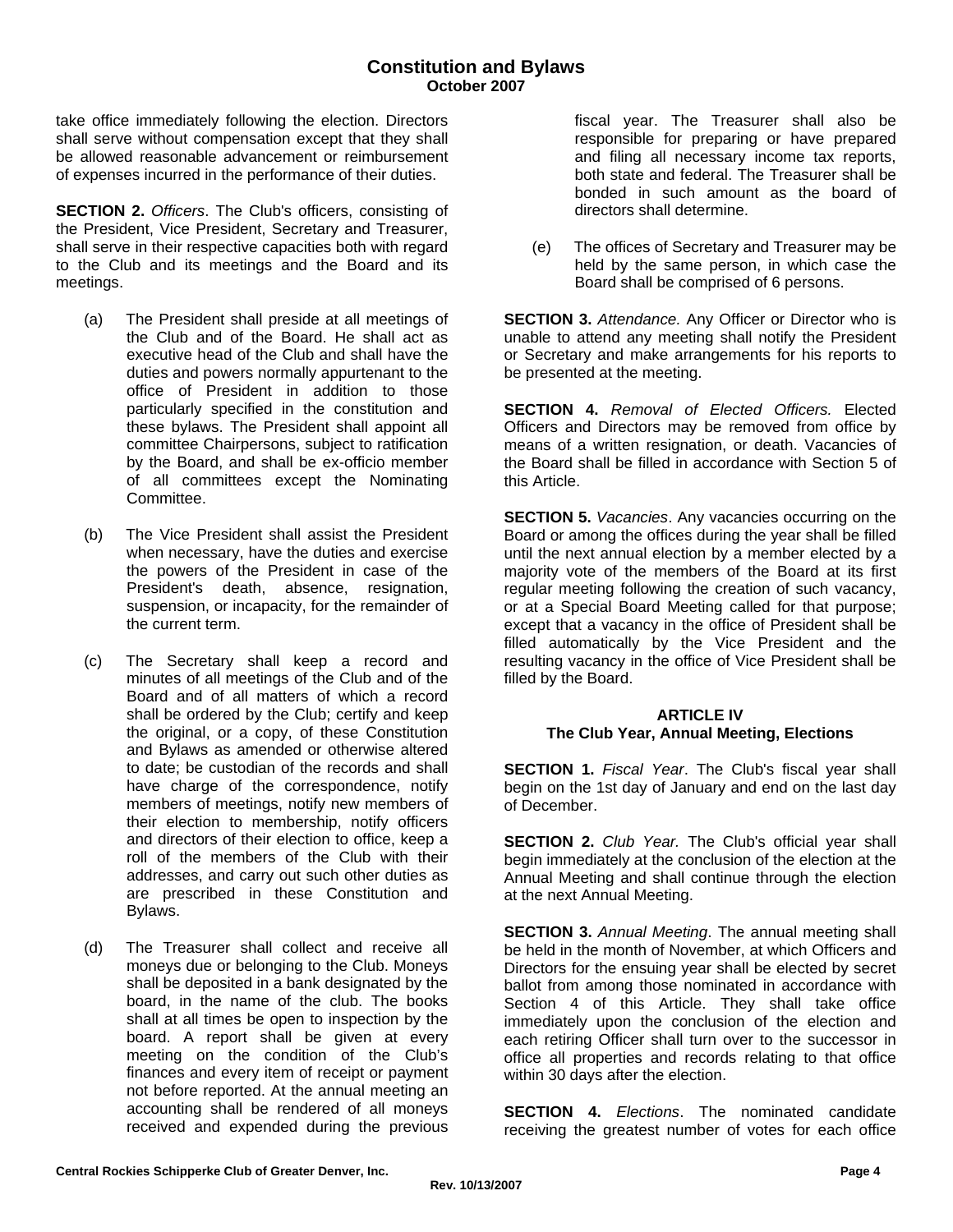take office immediately following the election. Directors shall serve without compensation except that they shall be allowed reasonable advancement or reimbursement of expenses incurred in the performance of their duties.

**SECTION 2.** *Officers*. The Club's officers, consisting of the President, Vice President, Secretary and Treasurer, shall serve in their respective capacities both with regard to the Club and its meetings and the Board and its meetings.

(a) The President shall preside at all meetings of the Club and of the Board. He shall act as executive head of the Club and shall have the duties and powers normally appurtenant to the office of President in addition to those particularly specified in the constitution and these bylaws. The President shall appoint all committee Chairpersons, subject to ratification by the Board, and shall be ex-officio member of all committees except the Nominating Committee.

(b) The Vice President shall assist the President when necessary, have the duties and exercise the powers of the President in case of the President's death, absence, resignation, suspension, or incapacity, for the remainder of the current term.

(c) The Secretary shall keep a record and minutes of all meetings of the Club and of the Board and of all matters of which a record shall be ordered by the Club; certify and keep the original, or a copy, of these Constitution and Bylaws as amended or otherwise altered to date; be custodian of the records and shall have charge of the correspondence, notify members of meetings, notify new members of their election to membership, notify officers and directors of their election to office, keep a roll of the members of the Club with their addresses, and carry out such other duties as are prescribed in these Constitution and Bylaws.

(d) The Treasurer shall collect and receive all moneys due or belonging to the Club. Moneys shall be deposited in a bank designated by the board, in the name of the club. The books shall at all times be open to inspection by the board. A report shall be given at every meeting on the condition of the Club's finances and every item of receipt or payment not before reported. At the annual meeting an accounting shall be rendered of all moneys received and expended during the previous fiscal year. The Treasurer shall also be responsible for preparing or have prepared and filing all necessary income tax reports, both state and federal. The Treasurer shall be bonded in such amount as the board of directors shall determine.

(e) The offices of Secretary and Treasurer may be held by the same person, in which case the Board shall be comprised of 6 persons.

**SECTION 3.** *Attendance.* Any Officer or Director who is unable to attend any meeting shall notify the President or Secretary and make arrangements for his reports to be presented at the meeting.

**SECTION 4.** *Removal of Elected Officers.* Elected Officers and Directors may be removed from office by means of a written resignation, or death. Vacancies of the Board shall be filled in accordance with Section 5 of this Article.

**SECTION 5.** *Vacancies*. Any vacancies occurring on the Board or among the offices during the year shall be filled until the next annual election by a member elected by a majority vote of the members of the Board at its first regular meeting following the creation of such vacancy, or at a Special Board Meeting called for that purpose; except that a vacancy in the office of President shall be filled automatically by the Vice President and the resulting vacancy in the office of Vice President shall be filled by the Board.

## ARTICLE IV
## The Club Year, Annual Meeting, Elections

**SECTION 1.** *Fiscal Year*. The Club's fiscal year shall begin on the 1st day of January and end on the last day of December.

**SECTION 2.** *Club Year.* The Club's official year shall begin immediately at the conclusion of the election at the Annual Meeting and shall continue through the election at the next Annual Meeting.

**SECTION 3.** *Annual Meeting*. The annual meeting shall be held in the month of November, at which Officers and Directors for the ensuing year shall be elected by secret ballot from among those nominated in accordance with Section 4 of this Article. They shall take office immediately upon the conclusion of the election and each retiring Officer shall turn over to the successor in office all properties and records relating to that office within 30 days after the election.

**SECTION 4.** *Elections*. The nominated candidate receiving the greatest number of votes for each office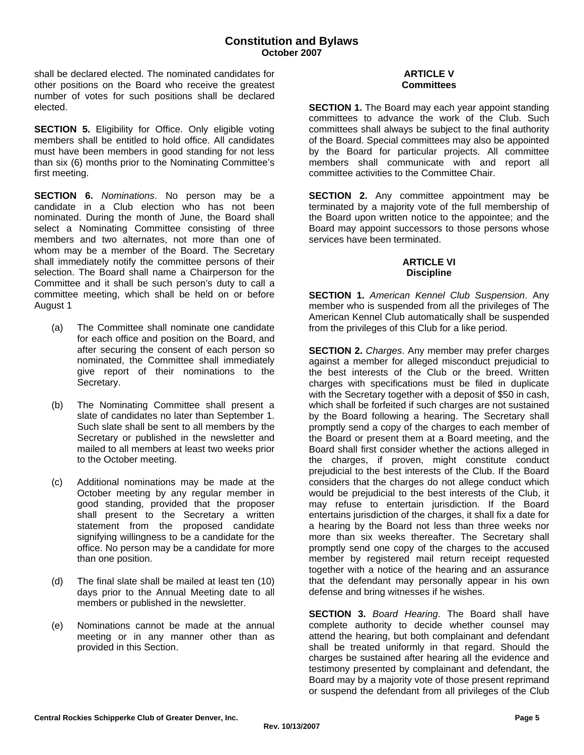shall be declared elected. The nominated candidates for other positions on the Board who receive the greatest number of votes for such positions shall be declared elected.

**SECTION 5.** Eligibility for Office. Only eligible voting members shall be entitled to hold office. All candidates must have been members in good standing for not less than six (6) months prior to the Nominating Committee's first meeting.

**SECTION 6.** *Nominations*. No person may be a candidate in a Club election who has not been nominated. During the month of June, the Board shall select a Nominating Committee consisting of three members and two alternates, not more than one of whom may be a member of the Board. The Secretary shall immediately notify the committee persons of their selection. The Board shall name a Chairperson for the Committee and it shall be such person's duty to call a committee meeting, which shall be held on or before August 1

(a) The Committee shall nominate one candidate for each office and position on the Board, and after securing the consent of each person so nominated, the Committee shall immediately give report of their nominations to the Secretary.

(b) The Nominating Committee shall present a slate of candidates no later than September 1. Such slate shall be sent to all members by the Secretary or published in the newsletter and mailed to all members at least two weeks prior to the October meeting.

(c) Additional nominations may be made at the October meeting by any regular member in good standing, provided that the proposer shall present to the Secretary a written statement from the proposed candidate signifying willingness to be a candidate for the office. No person may be a candidate for more than one position.

(d) The final slate shall be mailed at least ten (10) days prior to the Annual Meeting date to all members or published in the newsletter.

(e) Nominations cannot be made at the annual meeting or in any manner other than as provided in this Section.

## ARTICLE V
## Committees

**SECTION 1.** The Board may each year appoint standing committees to advance the work of the Club. Such committees shall always be subject to the final authority of the Board. Special committees may also be appointed by the Board for particular projects. All committee members shall communicate with and report all committee activities to the Committee Chair.

**SECTION 2.** Any committee appointment may be terminated by a majority vote of the full membership of the Board upon written notice to the appointee; and the Board may appoint successors to those persons whose services have been terminated.

## ARTICLE VI
## Discipline

**SECTION 1.** *American Kennel Club Suspension*. Any member who is suspended from all the privileges of The American Kennel Club automatically shall be suspended from the privileges of this Club for a like period.

**SECTION 2.** *Charges*. Any member may prefer charges against a member for alleged misconduct prejudicial to the best interests of the Club or the breed. Written charges with specifications must be filed in duplicate with the Secretary together with a deposit of $50 in cash, which shall be forfeited if such charges are not sustained by the Board following a hearing. The Secretary shall promptly send a copy of the charges to each member of the Board or present them at a Board meeting, and the Board shall first consider whether the actions alleged in the charges, if proven, might constitute conduct prejudicial to the best interests of the Club. If the Board considers that the charges do not allege conduct which would be prejudicial to the best interests of the Club, it may refuse to entertain jurisdiction. If the Board entertains jurisdiction of the charges, it shall fix a date for a hearing by the Board not less than three weeks nor more than six weeks thereafter. The Secretary shall promptly send one copy of the charges to the accused member by registered mail return receipt requested together with a notice of the hearing and an assurance that the defendant may personally appear in his own defense and bring witnesses if he wishes.

**SECTION 3.** *Board Hearing*. The Board shall have complete authority to decide whether counsel may attend the hearing, but both complainant and defendant shall be treated uniformly in that regard. Should the charges be sustained after hearing all the evidence and testimony presented by complainant and defendant, the Board may by a majority vote of those present reprimand or suspend the defendant from all privileges of the Club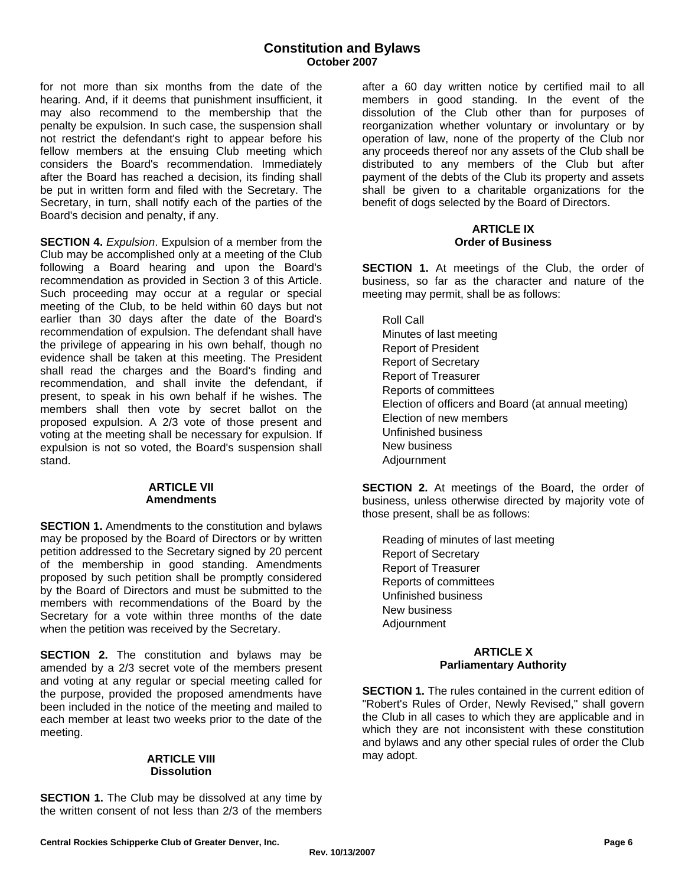for not more than six months from the date of the hearing. And, if it deems that punishment insufficient, it may also recommend to the membership that the penalty be expulsion. In such case, the suspension shall not restrict the defendant's right to appear before his fellow members at the ensuing Club meeting which considers the Board's recommendation. Immediately after the Board has reached a decision, its finding shall be put in written form and filed with the Secretary. The Secretary, in turn, shall notify each of the parties of the Board's decision and penalty, if any.

**SECTION 4.** *Expulsion*. Expulsion of a member from the Club may be accomplished only at a meeting of the Club following a Board hearing and upon the Board's recommendation as provided in Section 3 of this Article. Such proceeding may occur at a regular or special meeting of the Club, to be held within 60 days but not earlier than 30 days after the date of the Board's recommendation of expulsion. The defendant shall have the privilege of appearing in his own behalf, though no evidence shall be taken at this meeting. The President shall read the charges and the Board's finding and recommendation, and shall invite the defendant, if present, to speak in his own behalf if he wishes. The members shall then vote by secret ballot on the proposed expulsion. A 2/3 vote of those present and voting at the meeting shall be necessary for expulsion. If expulsion is not so voted, the Board's suspension shall stand.

## ARTICLE VII
## Amendments

**SECTION 1.** Amendments to the constitution and bylaws may be proposed by the Board of Directors or by written petition addressed to the Secretary signed by 20 percent of the membership in good standing. Amendments proposed by such petition shall be promptly considered by the Board of Directors and must be submitted to the members with recommendations of the Board by the Secretary for a vote within three months of the date when the petition was received by the Secretary.

**SECTION 2.** The constitution and bylaws may be amended by a 2/3 secret vote of the members present and voting at any regular or special meeting called for the purpose, provided the proposed amendments have been included in the notice of the meeting and mailed to each member at least two weeks prior to the date of the meeting.

## ARTICLE VIII
## Dissolution

**SECTION 1.** The Club may be dissolved at any time by the written consent of not less than 2/3 of the members after a 60 day written notice by certified mail to all members in good standing. In the event of the dissolution of the Club other than for purposes of reorganization whether voluntary or involuntary or by operation of law, none of the property of the Club nor any proceeds thereof nor any assets of the Club shall be distributed to any members of the Club but after payment of the debts of the Club its property and assets shall be given to a charitable organizations for the benefit of dogs selected by the Board of Directors.

## ARTICLE IX
## Order of Business

**SECTION 1.** At meetings of the Club, the order of business, so far as the character and nature of the meeting may permit, shall be as follows:

Roll Call
Minutes of last meeting
Report of President
Report of Secretary
Report of Treasurer
Reports of committees
Election of officers and Board (at annual meeting)
Election of new members
Unfinished business
New business
Adjournment

**SECTION 2.** At meetings of the Board, the order of business, unless otherwise directed by majority vote of those present, shall be as follows:

Reading of minutes of last meeting
Report of Secretary
Report of Treasurer
Reports of committees
Unfinished business
New business
Adjournment

## ARTICLE X
## Parliamentary Authority

**SECTION 1.** The rules contained in the current edition of "Robert's Rules of Order, Newly Revised," shall govern the Club in all cases to which they are applicable and in which they are not inconsistent with these constitution and bylaws and any other special rules of order the Club may adopt.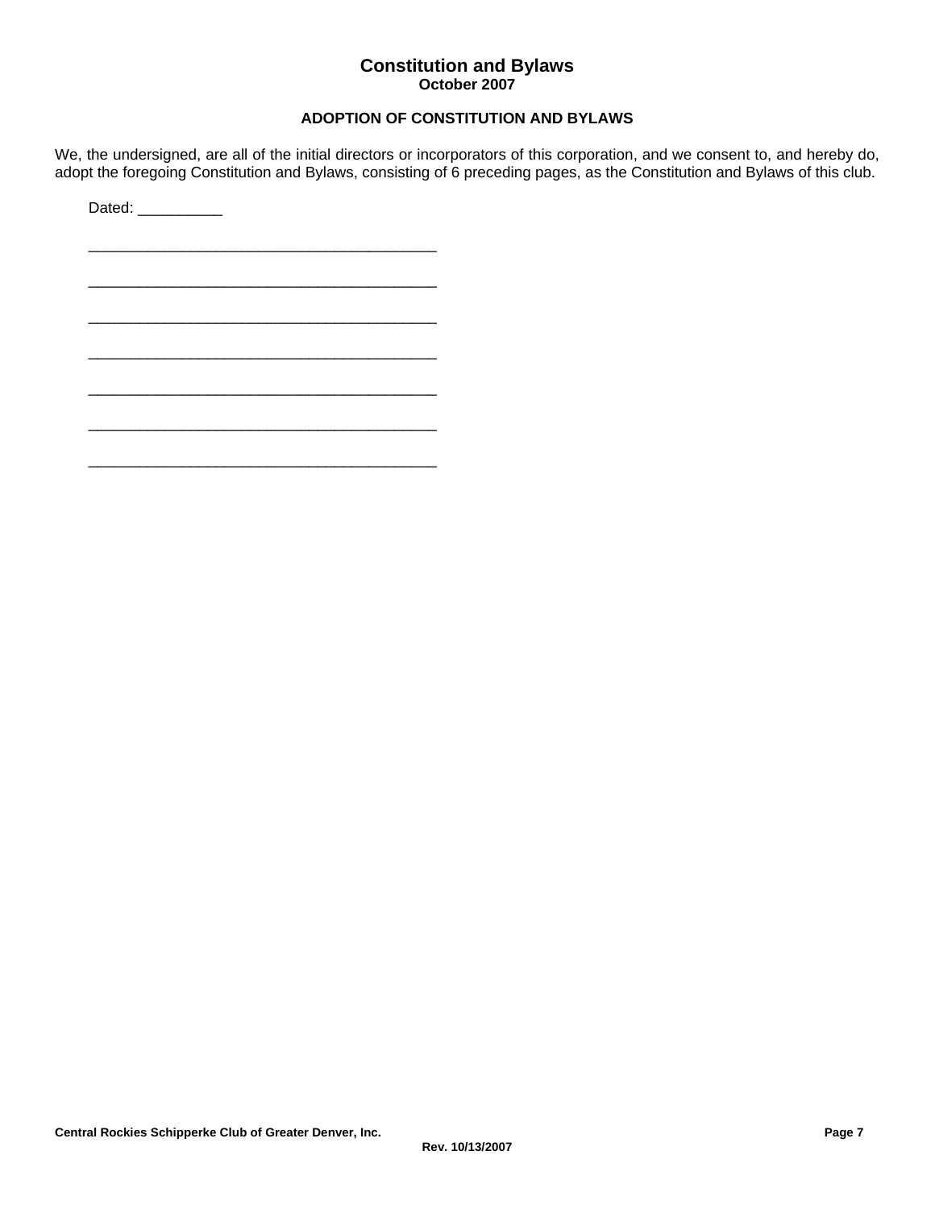# Constitution and Bylaws
**October 2007**

## ADOPTION OF CONSTITUTION AND BYLAWS

We, the undersigned, are all of the initial directors or incorporators of this corporation, and we consent to, and hereby do, adopt the foregoing Constitution and Bylaws, consisting of 6 preceding pages, as the Constitution and Bylaws of this club.

Dated: __________

_________________________________________

_________________________________________

_________________________________________

_________________________________________

_________________________________________

_________________________________________

_________________________________________